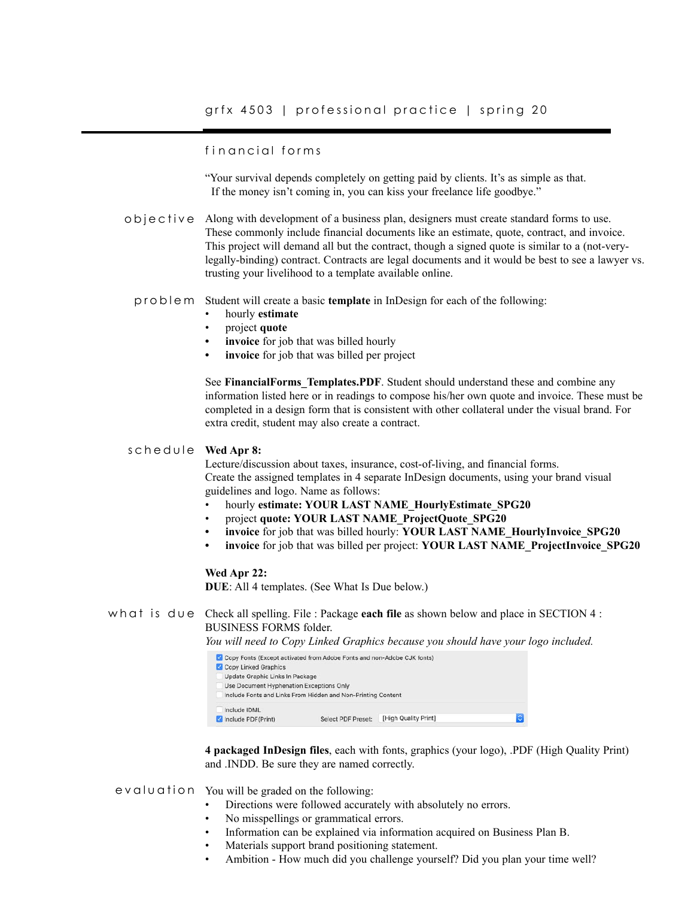# grfx 4503 | professional practice | spring 20

## financial forms

"Your survival depends completely on getting paid by clients. It's as simple as that. If the money isn't coming in, you can kiss your freelance life goodbye."

### objective

Along with development of a business plan, designers must create standard forms to use. These commonly include financial documents like an estimate, quote, contract, and invoice. This project will demand all but the contract, though a signed quote is similar to a (not-very-legally-binding) contract. Contracts are legal documents and it would be best to see a lawyer vs. trusting your livelihood to a template available online.

### problem

Student will create a basic **template** in InDesign for each of the following:

- hourly **estimate**
- project **quote**
- **invoice** for job that was billed hourly
- **invoice** for job that was billed per project

See **FinancialForms_Templates.PDF**. Student should understand these and combine any information listed here or in readings to compose his/her own quote and invoice. These must be completed in a design form that is consistent with other collateral under the visual brand. For extra credit, student may also create a contract.

### schedule

**Wed Apr 8:**
Lecture/discussion about taxes, insurance, cost-of-living, and financial forms.
Create the assigned templates in 4 separate InDesign documents, using your brand visual guidelines and logo. Name as follows:

- hourly **estimate: YOUR LAST NAME_HourlyEstimate_SPG20**
- project **quote: YOUR LAST NAME_ProjectQuote_SPG20**
- **invoice** for job that was billed hourly: **YOUR LAST NAME_HourlyInvoice_SPG20**
- **invoice** for job that was billed per project: **YOUR LAST NAME_ProjectInvoice_SPG20**

**Wed Apr 22:**
**DUE**: All 4 templates. (See What Is Due below.)

### what is due

Check all spelling. File : Package **each file** as shown below and place in SECTION 4 : BUSINESS FORMS folder.
*You will need to Copy Linked Graphics because you should have your logo included.*

- [x] Copy Fonts (Except activated from Adobe Fonts and non-Adobe CJK fonts)
- [x] Copy Linked Graphics
- [ ] Update Graphic Links In Package
- [ ] Use Document Hyphenation Exceptions Only
- [ ] Include Fonts and Links From Hidden and Non-Printing Content
- [ ] Include IDML
- [x] Include PDF(Print) — Select PDF Preset: [High Quality Print]

**4 packaged InDesign files**, each with fonts, graphics (your logo), .PDF (High Quality Print) and .INDD. Be sure they are named correctly.

### evaluation

You will be graded on the following:

- Directions were followed accurately with absolutely no errors.
- No misspellings or grammatical errors.
- Information can be explained via information acquired on Business Plan B.
- Materials support brand positioning statement.
- Ambition - How much did you challenge yourself? Did you plan your time well?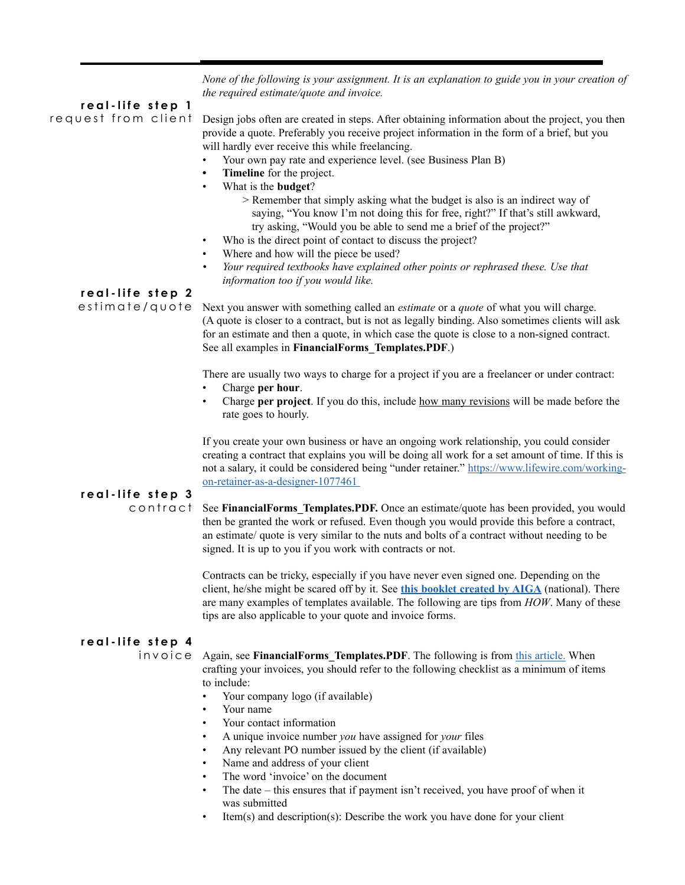*None of the following is your assignment. It is an explanation to guide you in your creation of the required estimate/quote and invoice.*

## real-life step 1
### request from client

Design jobs often are created in steps. After obtaining information about the project, you then provide a quote. Preferably you receive project information in the form of a brief, but you will hardly ever receive this while freelancing.

- Your own pay rate and experience level. (see Business Plan B)
- **Timeline** for the project.
- What is the **budget**?
    > Remember that simply asking what the budget is also is an indirect way of saying, "You know I'm not doing this for free, right?" If that's still awkward, try asking, "Would you be able to send me a brief of the project?"
- Who is the direct point of contact to discuss the project?
- Where and how will the piece be used?
- *Your required textbooks have explained other points or rephrased these. Use that information too if you would like.*

## real-life step 2
### estimate/quote

Next you answer with something called an *estimate* or a *quote* of what you will charge. (A quote is closer to a contract, but is not as legally binding. Also sometimes clients will ask for an estimate and then a quote, in which case the quote is close to a non-signed contract. See all examples in **FinancialForms_Templates.PDF**.)

There are usually two ways to charge for a project if you are a freelancer or under contract:

- Charge **per hour**.
- Charge **per project**. If you do this, include how many revisions will be made before the rate goes to hourly.

If you create your own business or have an ongoing work relationship, you could consider creating a contract that explains you will be doing all work for a set amount of time. If this is not a salary, it could be considered being "under retainer." https://www.lifewire.com/working-on-retainer-as-a-designer-1077461

## real-life step 3
### contract

See **FinancialForms_Templates.PDF.** Once an estimate/quote has been provided, you would then be granted the work or refused. Even though you would provide this before a contract, an estimate/ quote is very similar to the nuts and bolts of a contract without needing to be signed. It is up to you if you work with contracts or not.

Contracts can be tricky, especially if you have never even signed one. Depending on the client, he/she might be scared off by it. See **this booklet created by AIGA** (national). There are many examples of templates available. The following are tips from *HOW*. Many of these tips are also applicable to your quote and invoice forms.

## real-life step 4
### invoice

Again, see **FinancialForms_Templates.PDF**. The following is from this article. When crafting your invoices, you should refer to the following checklist as a minimum of items to include:

- Your company logo (if available)
- Your name
- Your contact information
- A unique invoice number *you* have assigned for *your* files
- Any relevant PO number issued by the client (if available)
- Name and address of your client
- The word 'invoice' on the document
- The date – this ensures that if payment isn't received, you have proof of when it was submitted
- Item(s) and description(s): Describe the work you have done for your client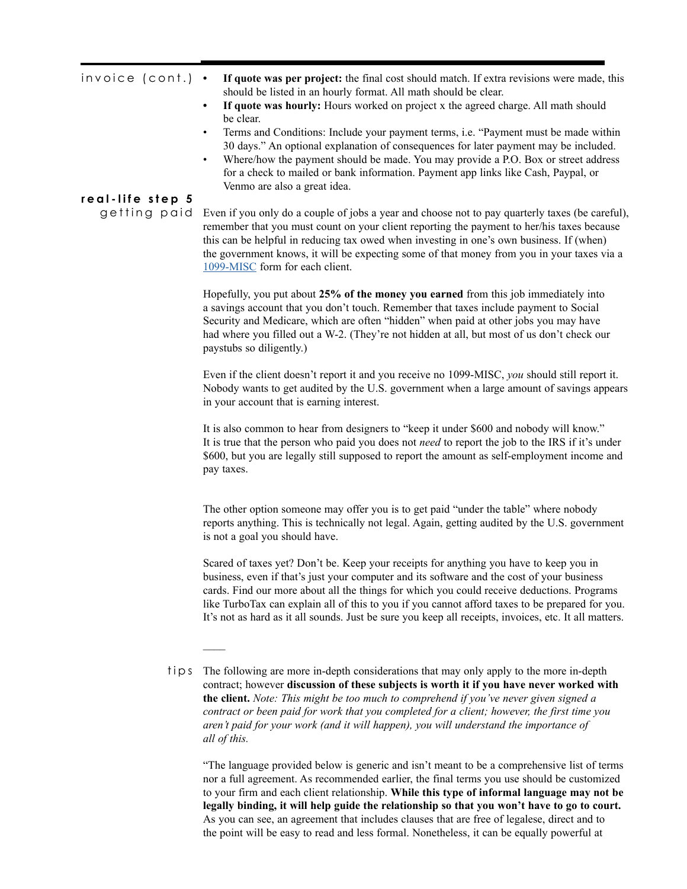## invoice (cont.)

- **If quote was per project:** the final cost should match. If extra revisions were made, this should be listed in an hourly format. All math should be clear.
- **If quote was hourly:** Hours worked on project x the agreed charge. All math should be clear.
- Terms and Conditions: Include your payment terms, i.e. "Payment must be made within 30 days." An optional explanation of consequences for later payment may be included.
- Where/how the payment should be made. You may provide a P.O. Box or street address for a check to mailed or bank information. Payment app links like Cash, Paypal, or Venmo are also a great idea.

## real-life step 5

### getting paid

Even if you only do a couple of jobs a year and choose not to pay quarterly taxes (be careful), remember that you must count on your client reporting the payment to her/his taxes because this can be helpful in reducing tax owed when investing in one's own business. If (when) the government knows, it will be expecting some of that money from you in your taxes via a 1099-MISC form for each client.

Hopefully, you put about **25% of the money you earned** from this job immediately into a savings account that you don't touch. Remember that taxes include payment to Social Security and Medicare, which are often "hidden" when paid at other jobs you may have had where you filled out a W-2. (They're not hidden at all, but most of us don't check our paystubs so diligently.)

Even if the client doesn't report it and you receive no 1099-MISC, *you* should still report it. Nobody wants to get audited by the U.S. government when a large amount of savings appears in your account that is earning interest.

It is also common to hear from designers to "keep it under $600 and nobody will know." It is true that the person who paid you does not *need* to report the job to the IRS if it's under $600, but you are legally still supposed to report the amount as self-employment income and pay taxes.

The other option someone may offer you is to get paid "under the table" where nobody reports anything. This is technically not legal. Again, getting audited by the U.S. government is not a goal you should have.

Scared of taxes yet? Don't be. Keep your receipts for anything you have to keep you in business, even if that's just your computer and its software and the cost of your business cards. Find our more about all the things for which you could receive deductions. Programs like TurboTax can explain all of this to you if you cannot afford taxes to be prepared for you. It's not as hard as it all sounds. Just be sure you keep all receipts, invoices, etc. It all matters.

——

### tips

The following are more in-depth considerations that may only apply to the more in-depth contract; however **discussion of these subjects is worth it if you have never worked with the client.** *Note: This might be too much to comprehend if you've never given signed a contract or been paid for work that you completed for a client; however, the first time you aren't paid for your work (and it will happen), you will understand the importance of all of this.*

"The language provided below is generic and isn't meant to be a comprehensive list of terms nor a full agreement. As recommended earlier, the final terms you use should be customized to your firm and each client relationship. **While this type of informal language may not be legally binding, it will help guide the relationship so that you won't have to go to court.** As you can see, an agreement that includes clauses that are free of legalese, direct and to the point will be easy to read and less formal. Nonetheless, it can be equally powerful at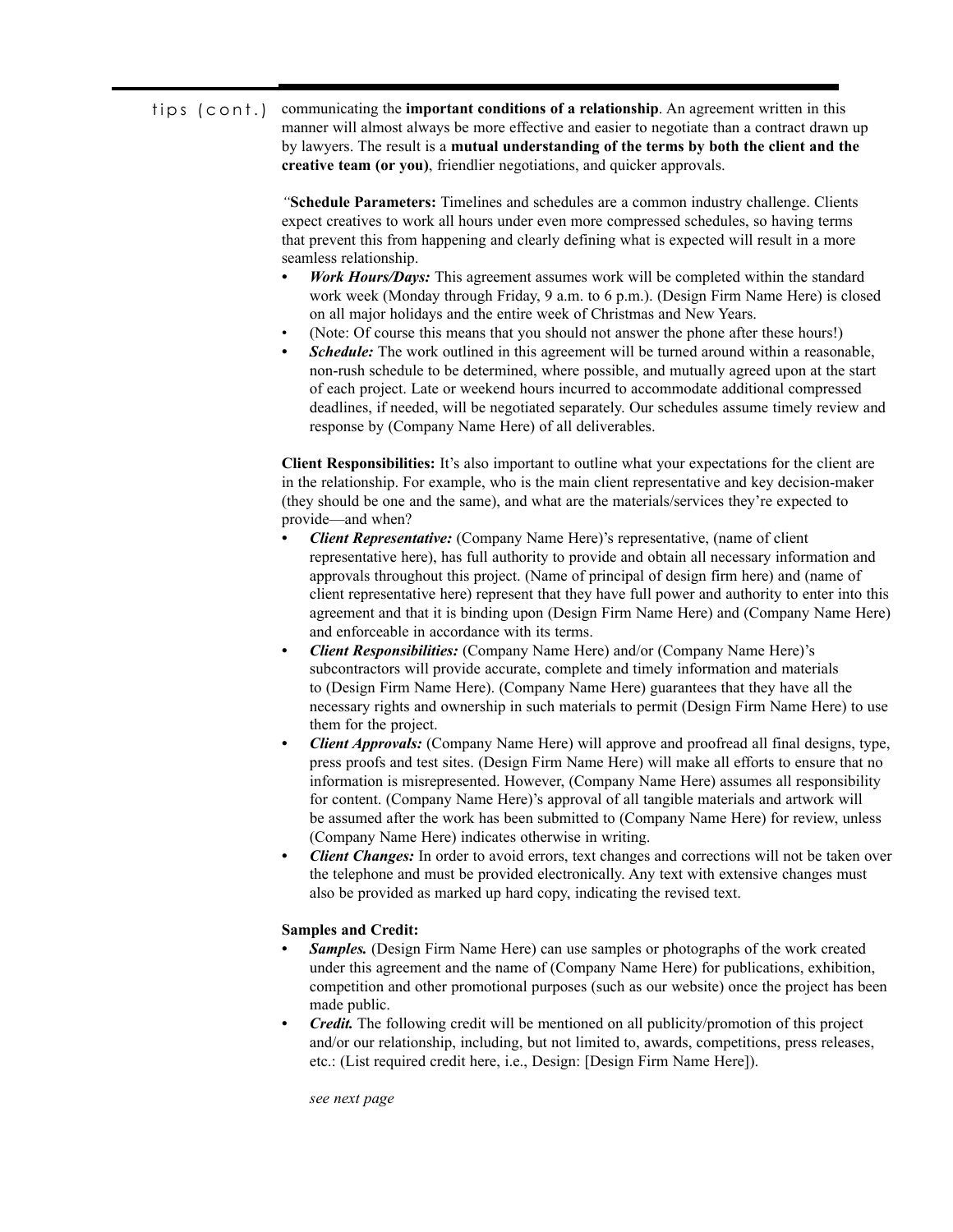tips (cont.) communicating the **important conditions of a relationship**. An agreement written in this manner will almost always be more effective and easier to negotiate than a contract drawn up by lawyers. The result is a **mutual understanding of the terms by both the client and the creative team (or you)**, friendlier negotiations, and quicker approvals.

*"***Schedule Parameters:** Timelines and schedules are a common industry challenge. Clients expect creatives to work all hours under even more compressed schedules, so having terms that prevent this from happening and clearly defining what is expected will result in a more seamless relationship.

- ***Work Hours/Days:*** This agreement assumes work will be completed within the standard work week (Monday through Friday, 9 a.m. to 6 p.m.). (Design Firm Name Here) is closed on all major holidays and the entire week of Christmas and New Years.
- (Note: Of course this means that you should not answer the phone after these hours!)
- ***Schedule:*** The work outlined in this agreement will be turned around within a reasonable, non-rush schedule to be determined, where possible, and mutually agreed upon at the start of each project. Late or weekend hours incurred to accommodate additional compressed deadlines, if needed, will be negotiated separately. Our schedules assume timely review and response by (Company Name Here) of all deliverables.

**Client Responsibilities:** It's also important to outline what your expectations for the client are in the relationship. For example, who is the main client representative and key decision-maker (they should be one and the same), and what are the materials/services they're expected to provide—and when?

- ***Client Representative:*** (Company Name Here)'s representative, (name of client representative here), has full authority to provide and obtain all necessary information and approvals throughout this project. (Name of principal of design firm here) and (name of client representative here) represent that they have full power and authority to enter into this agreement and that it is binding upon (Design Firm Name Here) and (Company Name Here) and enforceable in accordance with its terms.
- ***Client Responsibilities:*** (Company Name Here) and/or (Company Name Here)'s subcontractors will provide accurate, complete and timely information and materials to (Design Firm Name Here). (Company Name Here) guarantees that they have all the necessary rights and ownership in such materials to permit (Design Firm Name Here) to use them for the project.
- ***Client Approvals:*** (Company Name Here) will approve and proofread all final designs, type, press proofs and test sites. (Design Firm Name Here) will make all efforts to ensure that no information is misrepresented. However, (Company Name Here) assumes all responsibility for content. (Company Name Here)'s approval of all tangible materials and artwork will be assumed after the work has been submitted to (Company Name Here) for review, unless (Company Name Here) indicates otherwise in writing.
- ***Client Changes:*** In order to avoid errors, text changes and corrections will not be taken over the telephone and must be provided electronically. Any text with extensive changes must also be provided as marked up hard copy, indicating the revised text.

**Samples and Credit:**

- ***Samples.*** (Design Firm Name Here) can use samples or photographs of the work created under this agreement and the name of (Company Name Here) for publications, exhibition, competition and other promotional purposes (such as our website) once the project has been made public.
- ***Credit.*** The following credit will be mentioned on all publicity/promotion of this project and/or our relationship, including, but not limited to, awards, competitions, press releases, etc.: (List required credit here, i.e., Design: [Design Firm Name Here]).

*see next page*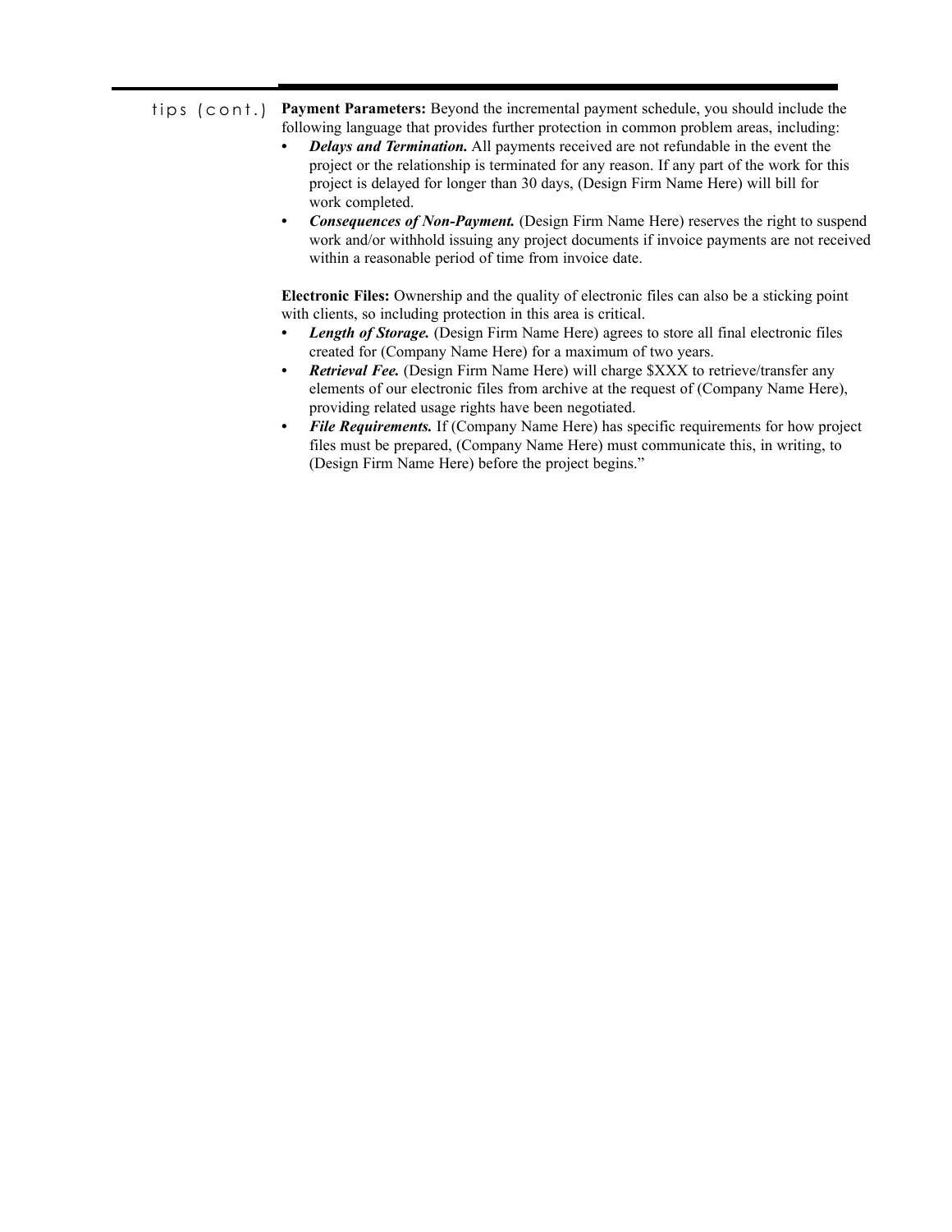tips (cont.)

**Payment Parameters:** Beyond the incremental payment schedule, you should include the following language that provides further protection in common problem areas, including:

- ***Delays and Termination.*** All payments received are not refundable in the event the project or the relationship is terminated for any reason. If any part of the work for this project is delayed for longer than 30 days, (Design Firm Name Here) will bill for work completed.
- ***Consequences of Non-Payment.*** (Design Firm Name Here) reserves the right to suspend work and/or withhold issuing any project documents if invoice payments are not received within a reasonable period of time from invoice date.

**Electronic Files:** Ownership and the quality of electronic files can also be a sticking point with clients, so including protection in this area is critical.

- ***Length of Storage.*** (Design Firm Name Here) agrees to store all final electronic files created for (Company Name Here) for a maximum of two years.
- ***Retrieval Fee.*** (Design Firm Name Here) will charge $XXX to retrieve/transfer any elements of our electronic files from archive at the request of (Company Name Here), providing related usage rights have been negotiated.
- ***File Requirements.*** If (Company Name Here) has specific requirements for how project files must be prepared, (Company Name Here) must communicate this, in writing, to (Design Firm Name Here) before the project begins."